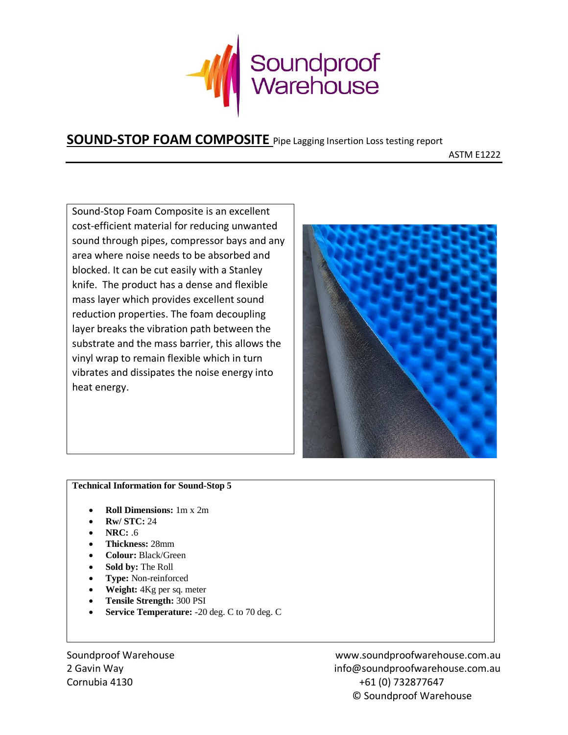Soundproof Warehouse

# SOUND-STOP FOAM COMPOSITE Pipe Lagging Insertion Loss testing report

ASTM E1222

Sound-Stop Foam Composite is an excellent cost-efficient material for reducing unwanted sound through pipes, compressor bays and any area where noise needs to be absorbed and blocked. It can be cut easily with a Stanley knife. The product has a dense and flexible mass layer which provides excellent sound reduction properties. The foam decoupling layer breaks the vibration path between the substrate and the mass barrier, this allows the vinyl wrap to remain flexible which in turn vibrates and dissipates the noise energy into heat energy.

**Technical Information for Sound-Stop 5**

- **Roll Dimensions:** 1m x 2m
- **Rw/ STC:** 24
- **NRC:** .6
- **Thickness:** 28mm
- **Colour:** Black/Green
- **Sold by:** The Roll
- **Type:** Non-reinforced
- **Weight:** 4Kg per sq. meter
- **Tensile Strength:** 300 PSI
- **Service Temperature:** -20 deg. C to 70 deg. C

Soundproof Warehouse
2 Gavin Way
Cornubia 4130

www.soundproofwarehouse.com.au
info@soundproofwarehouse.com.au
+61 (0) 732877647
© Soundproof Warehouse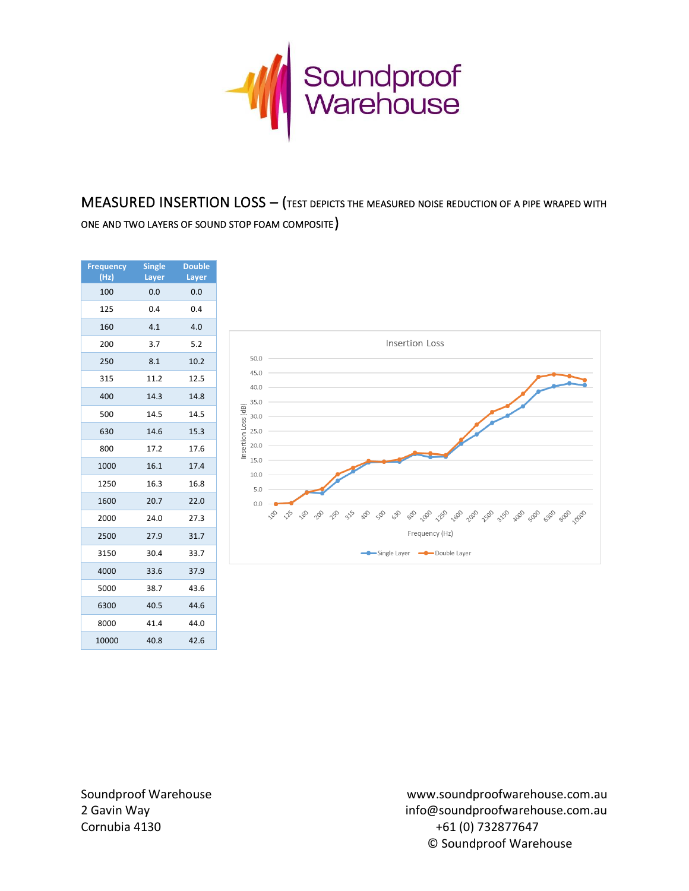Soundproof Warehouse

## MEASURED INSERTION LOSS – (TEST DEPICTS THE MEASURED NOISE REDUCTION OF A PIPE WRAPED WITH ONE AND TWO LAYERS OF SOUND STOP FOAM COMPOSITE)

| Frequency (Hz) | Single Layer | Double Layer |
|---|---|---|
| 100 | 0.0 | 0.0 |
| 125 | 0.4 | 0.4 |
| 160 | 4.1 | 4.0 |
| 200 | 3.7 | 5.2 |
| 250 | 8.1 | 10.2 |
| 315 | 11.2 | 12.5 |
| 400 | 14.3 | 14.8 |
| 500 | 14.5 | 14.5 |
| 630 | 14.6 | 15.3 |
| 800 | 17.2 | 17.6 |
| 1000 | 16.1 | 17.4 |
| 1250 | 16.3 | 16.8 |
| 1600 | 20.7 | 22.0 |
| 2000 | 24.0 | 27.3 |
| 2500 | 27.9 | 31.7 |
| 3150 | 30.4 | 33.7 |
| 4000 | 33.6 | 37.9 |
| 5000 | 38.7 | 43.6 |
| 6300 | 40.5 | 44.6 |
| 8000 | 41.4 | 44.0 |
| 10000 | 40.8 | 42.6 |

Insertion Loss

Insertion Loss (dB)

50.0
45.0
40.0
35.0
30.0
25.0
20.0
15.0
10.0
5.0
0.0

100 125 160 200 250 315 400 500 630 800 1000 1250 1600 2000 2500 3150 4000 5000 6300 8000 10000

Frequency (Hz)

Single Layer
Double Layer

Soundproof Warehouse
2 Gavin Way
Cornubia 4130

www.soundproofwarehouse.com.au
info@soundproofwarehouse.com.au
+61 (0) 732877647
© Soundproof Warehouse